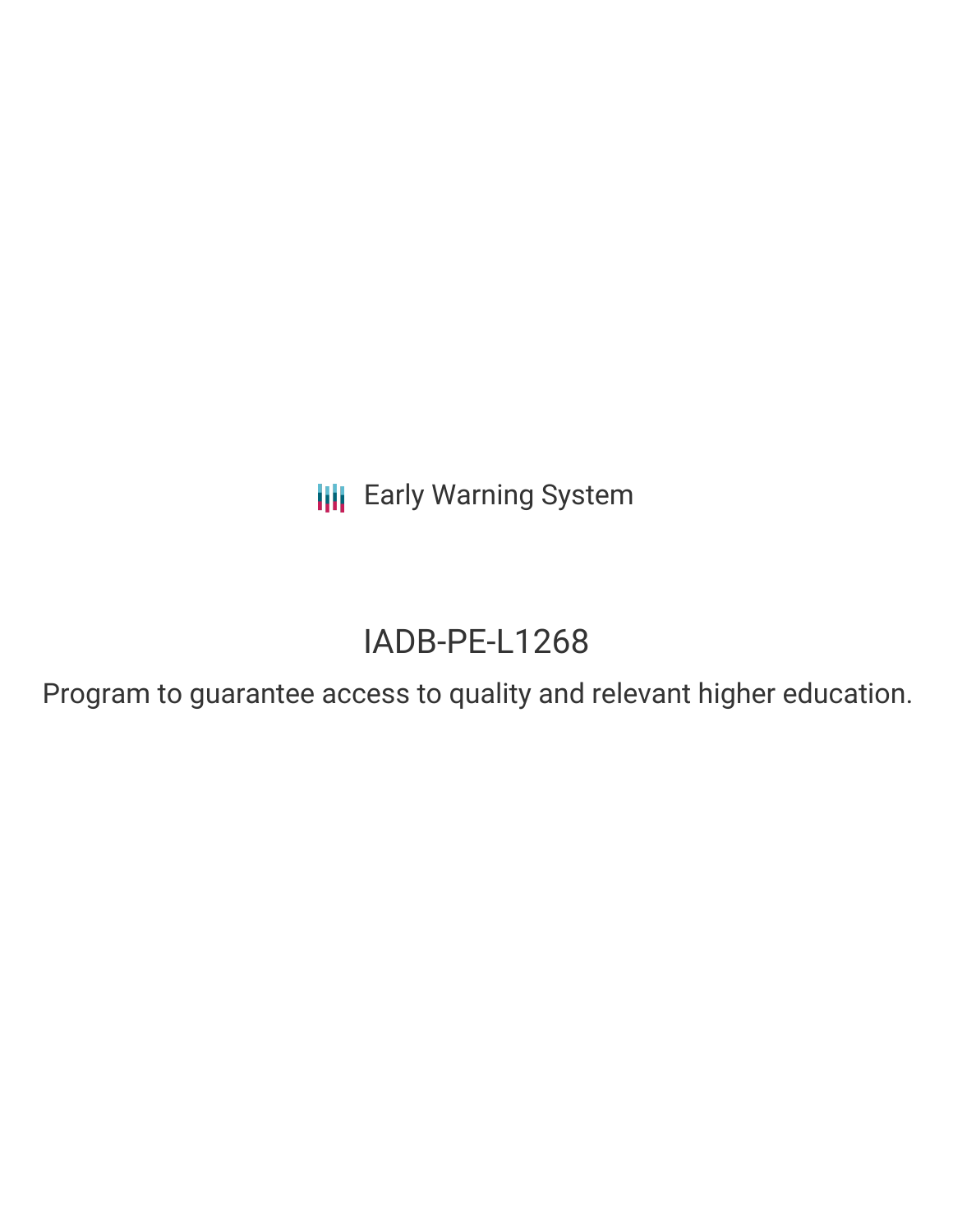Early Warning System

# IADB-PE-L1268

Program to guarantee access to quality and relevant higher education.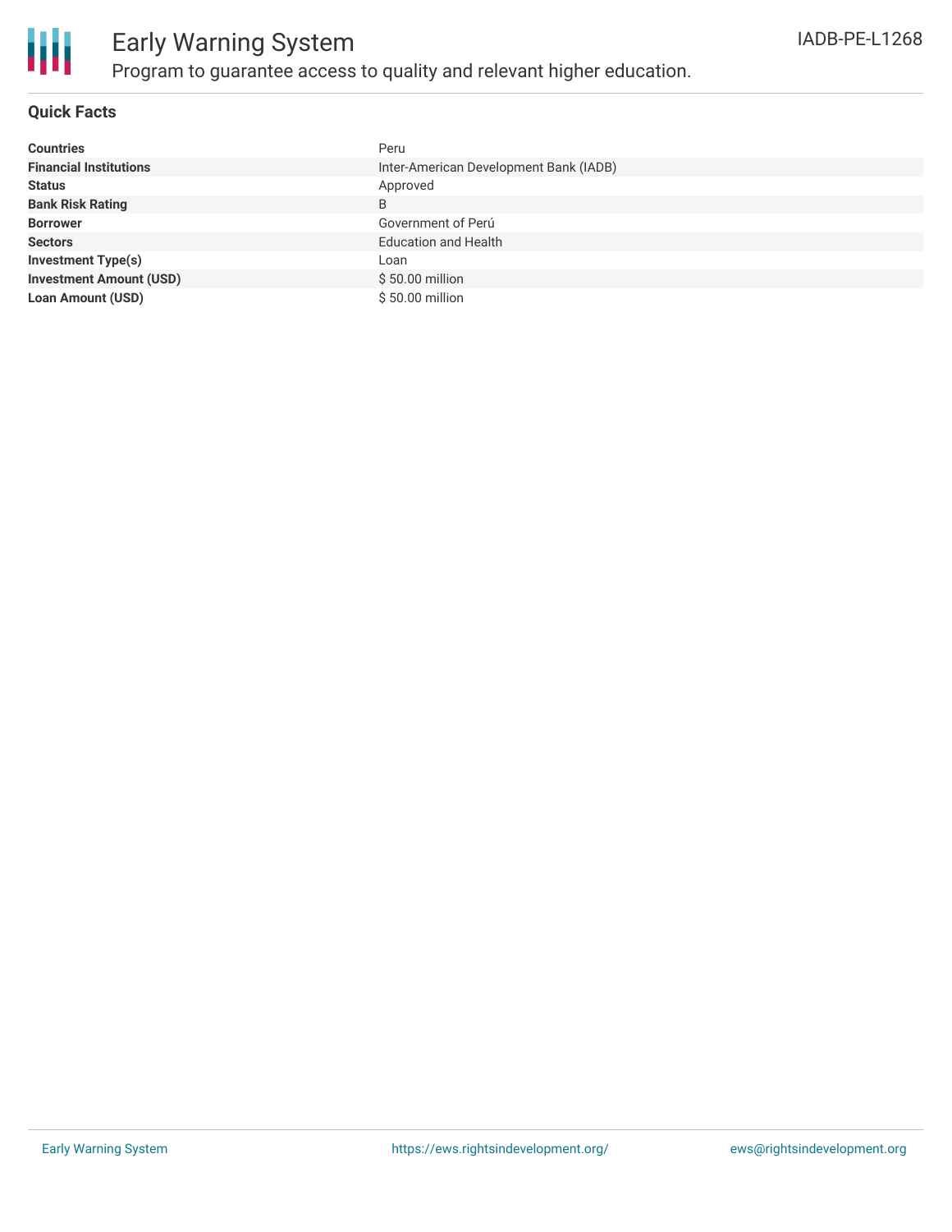# Early Warning System

Program to guarantee access to quality and relevant higher education.

IADB-PE-L1268

## Quick Facts

| | |
|---|---|
| **Countries** | Peru |
| **Financial Institutions** | Inter-American Development Bank (IADB) |
| **Status** | Approved |
| **Bank Risk Rating** | B |
| **Borrower** | Government of Perú |
| **Sectors** | Education and Health |
| **Investment Type(s)** | Loan |
| **Investment Amount (USD)** | $ 50.00 million |
| **Loan Amount (USD)** | $ 50.00 million |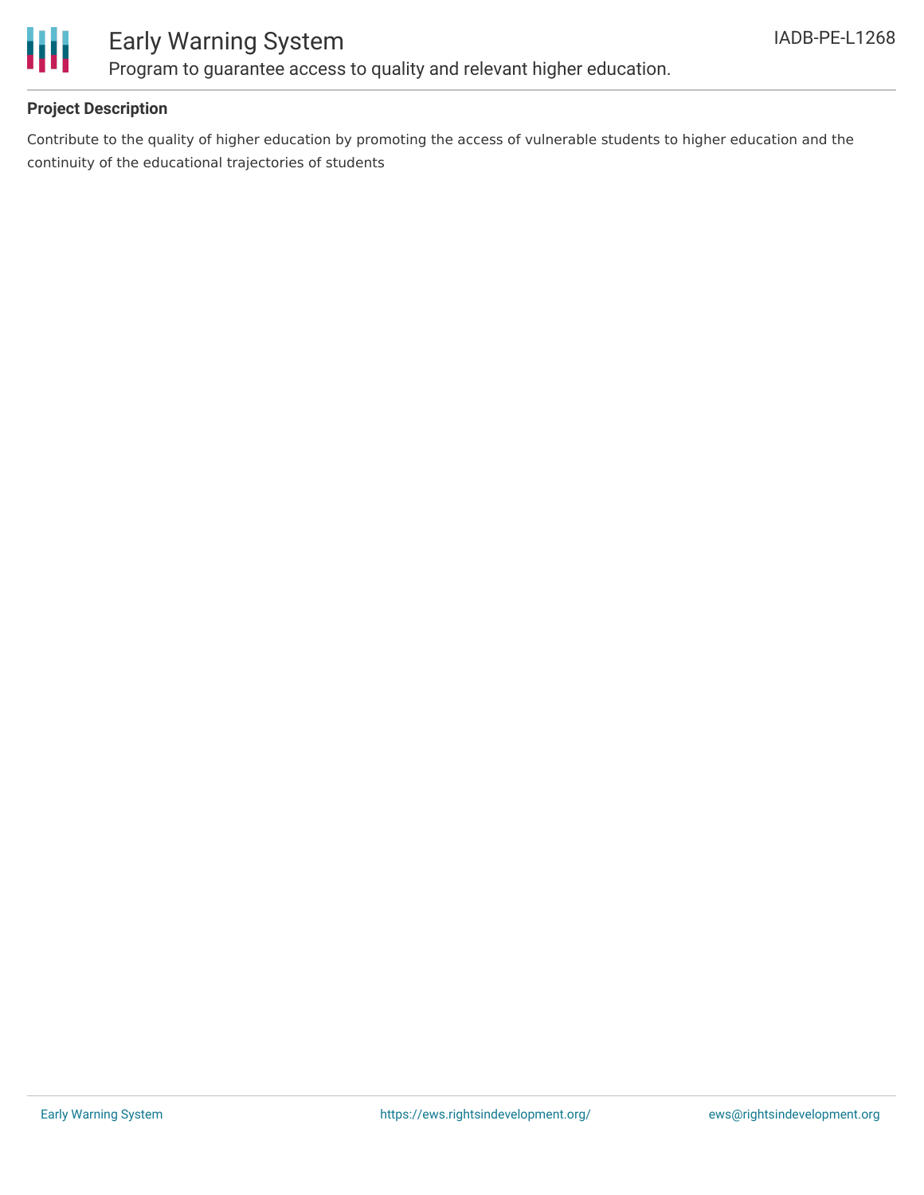**Project Description**

Contribute to the quality of higher education by promoting the access of vulnerable students to higher education and the continuity of the educational trajectories of students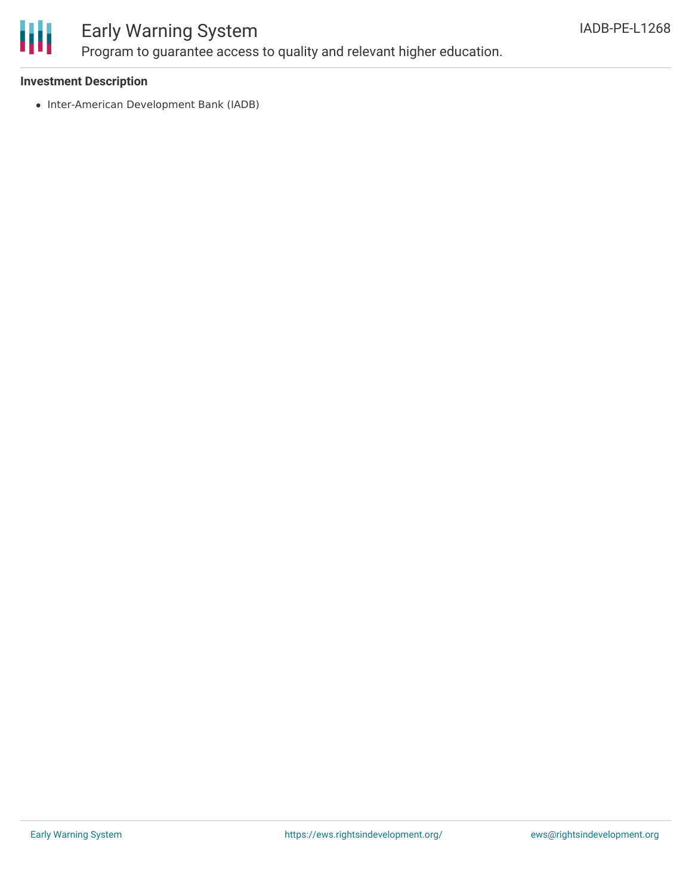**Investment Description**

- Inter-American Development Bank (IADB)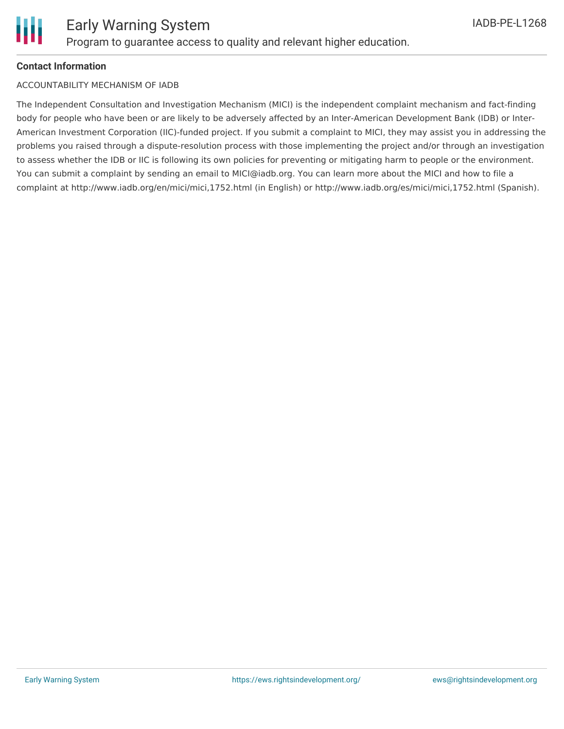**Contact Information**

ACCOUNTABILITY MECHANISM OF IADB

The Independent Consultation and Investigation Mechanism (MICI) is the independent complaint mechanism and fact-finding body for people who have been or are likely to be adversely affected by an Inter-American Development Bank (IDB) or Inter-American Investment Corporation (IIC)-funded project. If you submit a complaint to MICI, they may assist you in addressing the problems you raised through a dispute-resolution process with those implementing the project and/or through an investigation to assess whether the IDB or IIC is following its own policies for preventing or mitigating harm to people or the environment. You can submit a complaint by sending an email to MICI@iadb.org. You can learn more about the MICI and how to file a complaint at http://www.iadb.org/en/mici/mici,1752.html (in English) or http://www.iadb.org/es/mici/mici,1752.html (Spanish).